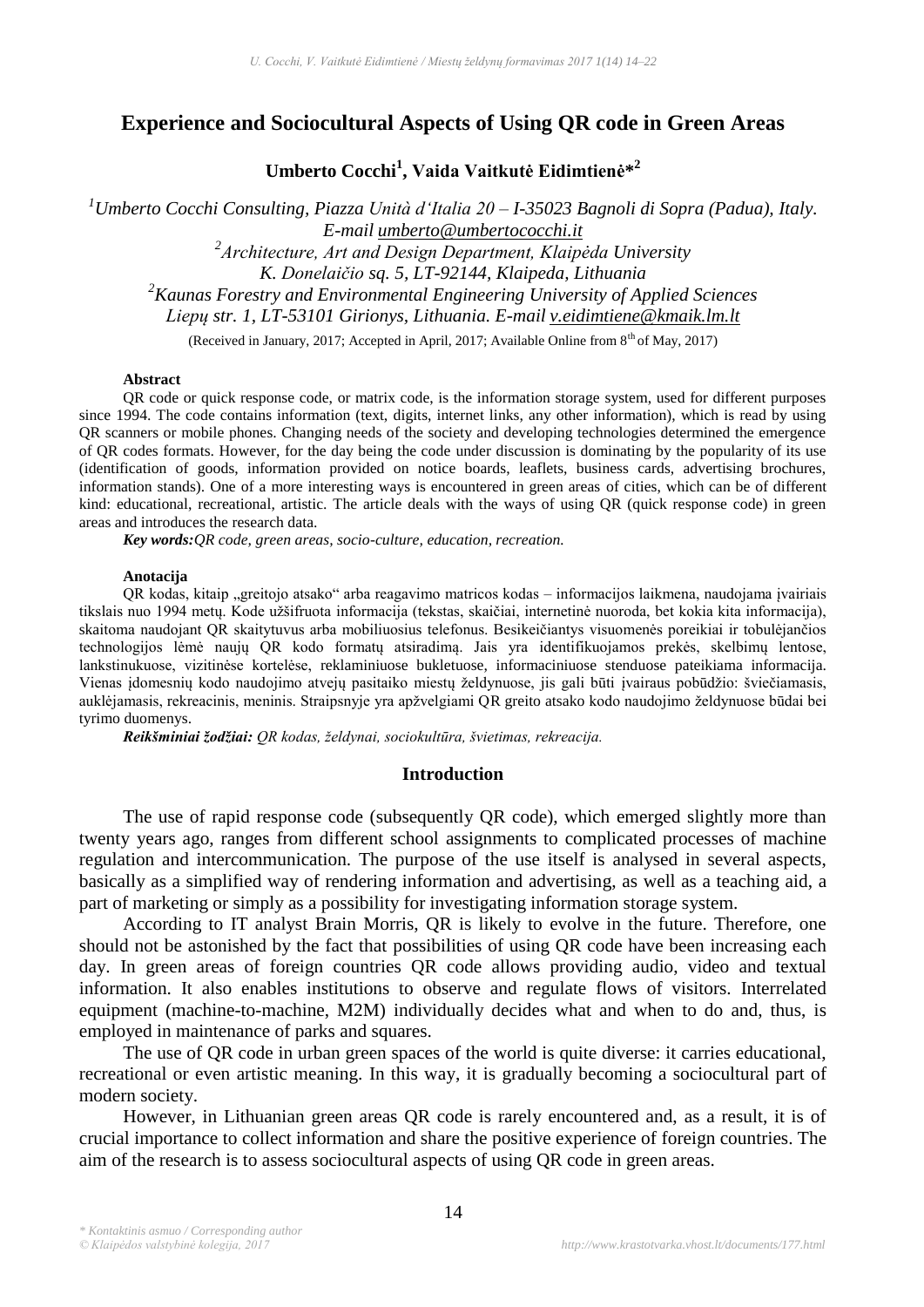# Experience and Sociocultural Aspects of Using QR code in Green Areas

**Umberto Cocchi[1], Vaida Vaitkutė Eidimtienė*[2]**

[1]*Umberto Cocchi Consulting, Piazza Unità d'Italia 20 – I-35023 Bagnoli di Sopra (Padua), Italy. E-mail umberto@umbertococchi.it*

[2]*Architecture, Art and Design Department, Klaipėda University K. Donelaičio sq. 5, LT-92144, Klaipeda, Lithuania*

[2]*Kaunas Forestry and Environmental Engineering University of Applied Sciences Liepų str. 1, LT-53101 Girionys, Lithuania. E-mail v.eidimtiene@kmaik.lm.lt*

(Received in January, 2017; Accepted in April, 2017; Available Online from 8th of May, 2017)

#### Abstract

QR code or quick response code, or matrix code, is the information storage system, used for different purposes since 1994. The code contains information (text, digits, internet links, any other information), which is read by using QR scanners or mobile phones. Changing needs of the society and developing technologies determined the emergence of QR codes formats. However, for the day being the code under discussion is dominating by the popularity of its use (identification of goods, information provided on notice boards, leaflets, business cards, advertising brochures, information stands). One of a more interesting ways is encountered in green areas of cities, which can be of different kind: educational, recreational, artistic. The article deals with the ways of using QR (quick response code) in green areas and introduces the research data.

***Key words:*** *QR code, green areas, socio-culture, education, recreation.*

#### Anotacija

QR kodas, kitaip „greitojo atsako" arba reagavimo matricos kodas – informacijos laikmena, naudojama įvairiais tikslais nuo 1994 metų. Kode užšifruota informacija (tekstas, skaičiai, internetinė nuoroda, bet kokia kita informacija), skaitoma naudojant QR skaitytuvus arba mobiliuosius telefonus. Besikeičiantys visuomenės poreikiai ir tobulėjančios technologijos lėmė naujų QR kodo formatų atsiradimą. Jais yra identifikuojamos prekės, skelbimų lentose, lankstinukuose, vizitinėse kortelėse, reklaminiuose bukletuose, informaciniuose stenduose pateikiama informacija. Vienas įdomesnių kodo naudojimo atvejų pasitaiko miestų želdynuose, jis gali būti įvairaus pobūdžio: šviečiamasis, auklėjamasis, rekreacinis, meninis. Straipsnyje yra apžvelgiami QR greito atsako kodo naudojimo želdynuose būdai bei tyrimo duomenys.

***Reikšminiai žodžiai:*** *QR kodas, želdynai, sociokultūra, švietimas, rekreacija.*

## Introduction

The use of rapid response code (subsequently QR code), which emerged slightly more than twenty years ago, ranges from different school assignments to complicated processes of machine regulation and intercommunication. The purpose of the use itself is analysed in several aspects, basically as a simplified way of rendering information and advertising, as well as a teaching aid, a part of marketing or simply as a possibility for investigating information storage system.

According to IT analyst Brain Morris, QR is likely to evolve in the future. Therefore, one should not be astonished by the fact that possibilities of using QR code have been increasing each day. In green areas of foreign countries QR code allows providing audio, video and textual information. It also enables institutions to observe and regulate flows of visitors. Interrelated equipment (machine-to-machine, M2M) individually decides what and when to do and, thus, is employed in maintenance of parks and squares.

The use of QR code in urban green spaces of the world is quite diverse: it carries educational, recreational or even artistic meaning. In this way, it is gradually becoming a sociocultural part of modern society.

However, in Lithuanian green areas QR code is rarely encountered and, as a result, it is of crucial importance to collect information and share the positive experience of foreign countries. The aim of the research is to assess sociocultural aspects of using QR code in green areas.

*\* Kontaktinis asmuo / Corresponding author*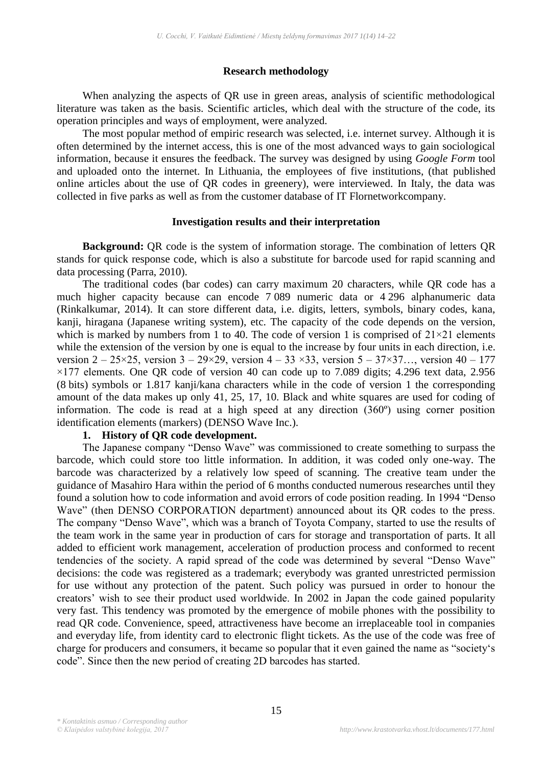## Research methodology

When analyzing the aspects of QR use in green areas, analysis of scientific methodological literature was taken as the basis. Scientific articles, which deal with the structure of the code, its operation principles and ways of employment, were analyzed.

The most popular method of empiric research was selected, i.e. internet survey. Although it is often determined by the internet access, this is one of the most advanced ways to gain sociological information, because it ensures the feedback. The survey was designed by using *Google Form* tool and uploaded onto the internet. In Lithuania, the employees of five institutions, (that published online articles about the use of QR codes in greenery), were interviewed. In Italy, the data was collected in five parks as well as from the customer database of IT Flornetworkcompany.

## Investigation results and their interpretation

**Background:** QR code is the system of information storage. The combination of letters QR stands for quick response code, which is also a substitute for barcode used for rapid scanning and data processing (Parra, 2010).

The traditional codes (bar codes) can carry maximum 20 characters, while QR code has a much higher capacity because can encode 7 089 numeric data or 4 296 alphanumeric data (Rinkalkumar, 2014). It can store different data, i.e. digits, letters, symbols, binary codes, kana, kanji, hiragana (Japanese writing system), etc. The capacity of the code depends on the version, which is marked by numbers from 1 to 40. The code of version 1 is comprised of $21 \times 21$ elements while the extension of the version by one is equal to the increase by four units in each direction, i.e. version 2 – $25 \times 25$, version 3 – $29 \times 29$, version 4 – $33 \times 33$, version 5 – $37 \times 37$…, version 40 – $177 \times 177$ elements. One QR code of version 40 can code up to 7.089 digits; 4.296 text data, 2.956 (8 bits) symbols or 1.817 kanji/kana characters while in the code of version 1 the corresponding amount of the data makes up only 41, 25, 17, 10. Black and white squares are used for coding of information. The code is read at a high speed at any direction (360º) using corner position identification elements (markers) (DENSO Wave Inc.).

**1. History of QR code development.**

The Japanese company "Denso Wave" was commissioned to create something to surpass the barcode, which could store too little information. In addition, it was coded only one-way. The barcode was characterized by a relatively low speed of scanning. The creative team under the guidance of Masahiro Hara within the period of 6 months conducted numerous researches until they found a solution how to code information and avoid errors of code position reading. In 1994 "Denso Wave" (then DENSO CORPORATION department) announced about its QR codes to the press. The company "Denso Wave", which was a branch of Toyota Company, started to use the results of the team work in the same year in production of cars for storage and transportation of parts. It all added to efficient work management, acceleration of production process and conformed to recent tendencies of the society. A rapid spread of the code was determined by several "Denso Wave" decisions: the code was registered as a trademark; everybody was granted unrestricted permission for use without any protection of the patent. Such policy was pursued in order to honour the creators' wish to see their product used worldwide. In 2002 in Japan the code gained popularity very fast. This tendency was promoted by the emergence of mobile phones with the possibility to read QR code. Convenience, speed, attractiveness have become an irreplaceable tool in companies and everyday life, from identity card to electronic flight tickets. As the use of the code was free of charge for producers and consumers, it became so popular that it even gained the name as "society's code". Since then the new period of creating 2D barcodes has started.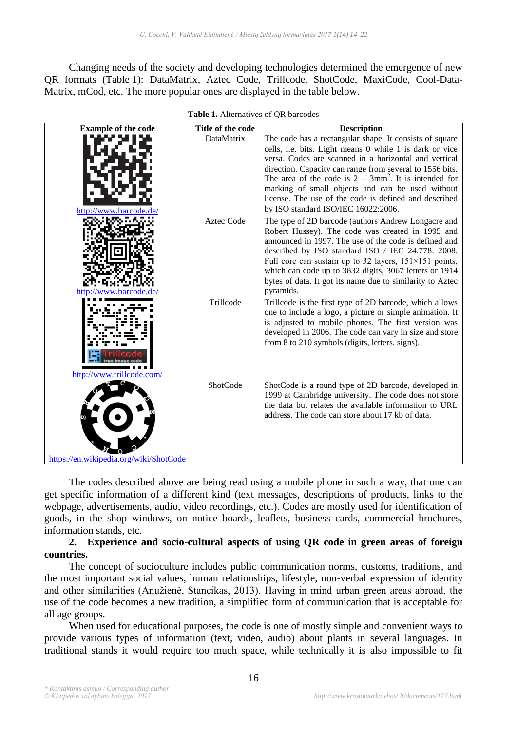Changing needs of the society and developing technologies determined the emergence of new QR formats (Table 1): DataMatrix, Aztec Code, Trillcode, ShotCode, MaxiCode, Cool-Data-Matrix, mCod, etc. The more popular ones are displayed in the table below.

**Table 1.** Alternatives of QR barcodes

| Example of the code | Title of the code | Description |
|---|---|---|
| http://www.barcode.de/ | DataMatrix | The code has a rectangular shape. It consists of square cells, i.e. bits. Light means 0 while 1 is dark or vice versa. Codes are scanned in a horizontal and vertical direction. Capacity can range from several to 1556 bits. The area of the code is 2 – 3mm$^2$. It is intended for marking of small objects and can be used without license. The use of the code is defined and described by ISO standard ISO/IEC 16022:2006. |
| http://www.barcode.de/ | Aztec Code | The type of 2D barcode (authors Andrew Longacre and Robert Hussey). The code was created in 1995 and announced in 1997. The use of the code is defined and described by ISO standard ISO / IEC 24.778: 2008. Full core can sustain up to 32 layers, 151×151 points, which can code up to 3832 digits, 3067 letters or 1914 bytes of data. It got its name due to similarity to Aztec pyramids. |
| http://www.trillcode.com/ | Trillcode | Trillcode is the first type of 2D barcode, which allows one to include a logo, a picture or simple animation. It is adjusted to mobile phones. The first version was developed in 2006. The code can vary in size and store from 8 to 210 symbols (digits, letters, signs). |
| https://en.wikipedia.org/wiki/ShotCode | ShotCode | ShotCode is a round type of 2D barcode, developed in 1999 at Cambridge university. The code does not store the data but relates the available information to URL address. The code can store about 17 kb of data. |

The codes described above are being read using a mobile phone in such a way, that one can get specific information of a different kind (text messages, descriptions of products, links to the webpage, advertisements, audio, video recordings, etc.). Codes are mostly used for identification of goods, in the shop windows, on notice boards, leaflets, business cards, commercial brochures, information stands, etc.

## 2. Experience and socio-cultural aspects of using QR code in green areas of foreign countries.

The concept of socioculture includes public communication norms, customs, traditions, and the most important social values, human relationships, lifestyle, non-verbal expression of identity and other similarities (Anužienė, Stancikas, 2013). Having in mind urban green areas abroad, the use of the code becomes a new tradition, a simplified form of communication that is acceptable for all age groups.

When used for educational purposes, the code is one of mostly simple and convenient ways to provide various types of information (text, video, audio) about plants in several languages. In traditional stands it would require too much space, while technically it is also impossible to fit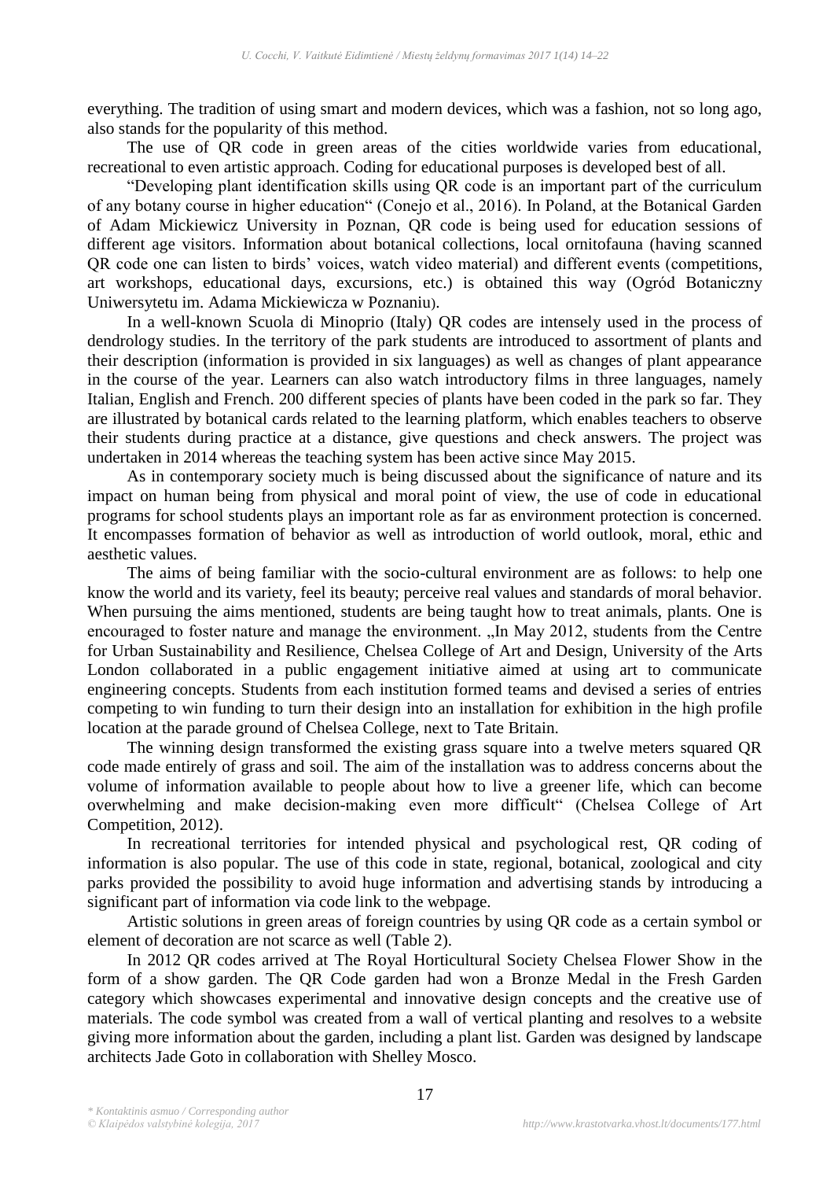everything. The tradition of using smart and modern devices, which was a fashion, not so long ago, also stands for the popularity of this method.

The use of QR code in green areas of the cities worldwide varies from educational, recreational to even artistic approach. Coding for educational purposes is developed best of all.

"Developing plant identification skills using QR code is an important part of the curriculum of any botany course in higher education" (Conejo et al., 2016). In Poland, at the Botanical Garden of Adam Mickiewicz University in Poznan, QR code is being used for education sessions of different age visitors. Information about botanical collections, local ornitofauna (having scanned QR code one can listen to birds' voices, watch video material) and different events (competitions, art workshops, educational days, excursions, etc.) is obtained this way (Ogród Botaniczny Uniwersytetu im. Adama Mickiewicza w Poznaniu).

In a well-known Scuola di Minoprio (Italy) QR codes are intensely used in the process of dendrology studies. In the territory of the park students are introduced to assortment of plants and their description (information is provided in six languages) as well as changes of plant appearance in the course of the year. Learners can also watch introductory films in three languages, namely Italian, English and French. 200 different species of plants have been coded in the park so far. They are illustrated by botanical cards related to the learning platform, which enables teachers to observe their students during practice at a distance, give questions and check answers. The project was undertaken in 2014 whereas the teaching system has been active since May 2015.

As in contemporary society much is being discussed about the significance of nature and its impact on human being from physical and moral point of view, the use of code in educational programs for school students plays an important role as far as environment protection is concerned. It encompasses formation of behavior as well as introduction of world outlook, moral, ethic and aesthetic values.

The aims of being familiar with the socio-cultural environment are as follows: to help one know the world and its variety, feel its beauty; perceive real values and standards of moral behavior. When pursuing the aims mentioned, students are being taught how to treat animals, plants. One is encouraged to foster nature and manage the environment. „In May 2012, students from the Centre for Urban Sustainability and Resilience, Chelsea College of Art and Design, University of the Arts London collaborated in a public engagement initiative aimed at using art to communicate engineering concepts. Students from each institution formed teams and devised a series of entries competing to win funding to turn their design into an installation for exhibition in the high profile location at the parade ground of Chelsea College, next to Tate Britain.

The winning design transformed the existing grass square into a twelve meters squared QR code made entirely of grass and soil. The aim of the installation was to address concerns about the volume of information available to people about how to live a greener life, which can become overwhelming and make decision-making even more difficult" (Chelsea College of Art Competition, 2012).

In recreational territories for intended physical and psychological rest, QR coding of information is also popular. The use of this code in state, regional, botanical, zoological and city parks provided the possibility to avoid huge information and advertising stands by introducing a significant part of information via code link to the webpage.

Artistic solutions in green areas of foreign countries by using QR code as a certain symbol or element of decoration are not scarce as well (Table 2).

In 2012 QR codes arrived at The Royal Horticultural Society Chelsea Flower Show in the form of a show garden. The QR Code garden had won a Bronze Medal in the Fresh Garden category which showcases experimental and innovative design concepts and the creative use of materials. The code symbol was created from a wall of vertical planting and resolves to a website giving more information about the garden, including a plant list. Garden was designed by landscape architects Jade Goto in collaboration with Shelley Mosco.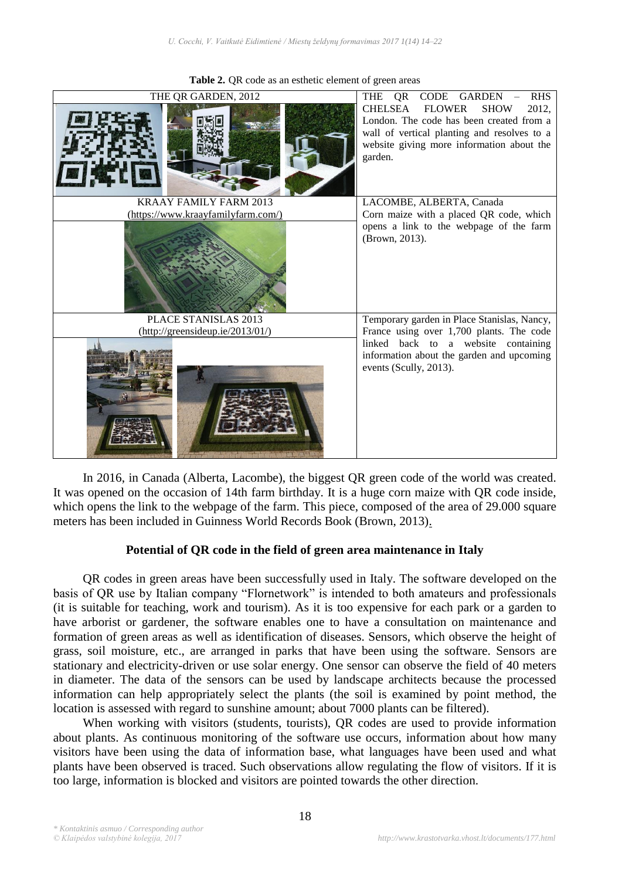**Table 2.** QR code as an esthetic element of green areas

| | |
|---|---|
| THE QR GARDEN, 2012 | THE QR CODE GARDEN – RHS CHELSEA FLOWER SHOW 2012, London. The code has been created from a wall of vertical planting and resolves to a website giving more information about the garden. |
| KRAAY FAMILY FARM 2013 (https://www.kraayfamilyfarm.com/) | LACOMBE, ALBERTA, Canada Corn maize with a placed QR code, which opens a link to the webpage of the farm (Brown, 2013). |
| PLACE STANISLAS 2013 (http://greensideup.ie/2013/01/) | Temporary garden in Place Stanislas, Nancy, France using over 1,700 plants. The code linked back to a website containing information about the garden and upcoming events (Scully, 2013). |

In 2016, in Canada (Alberta, Lacombe), the biggest QR green code of the world was created. It was opened on the occasion of 14th farm birthday. It is a huge corn maize with QR code inside, which opens the link to the webpage of the farm. This piece, composed of the area of 29.000 square meters has been included in Guinness World Records Book (Brown, 2013).

## Potential of QR code in the field of green area maintenance in Italy

QR codes in green areas have been successfully used in Italy. The software developed on the basis of QR use by Italian company "Flornetwork" is intended to both amateurs and professionals (it is suitable for teaching, work and tourism). As it is too expensive for each park or a garden to have arborist or gardener, the software enables one to have a consultation on maintenance and formation of green areas as well as identification of diseases. Sensors, which observe the height of grass, soil moisture, etc., are arranged in parks that have been using the software. Sensors are stationary and electricity-driven or use solar energy. One sensor can observe the field of 40 meters in diameter. The data of the sensors can be used by landscape architects because the processed information can help appropriately select the plants (the soil is examined by point method, the location is assessed with regard to sunshine amount; about 7000 plants can be filtered).

When working with visitors (students, tourists), QR codes are used to provide information about plants. As continuous monitoring of the software use occurs, information about how many visitors have been using the data of information base, what languages have been used and what plants have been observed is traced. Such observations allow regulating the flow of visitors. If it is too large, information is blocked and visitors are pointed towards the other direction.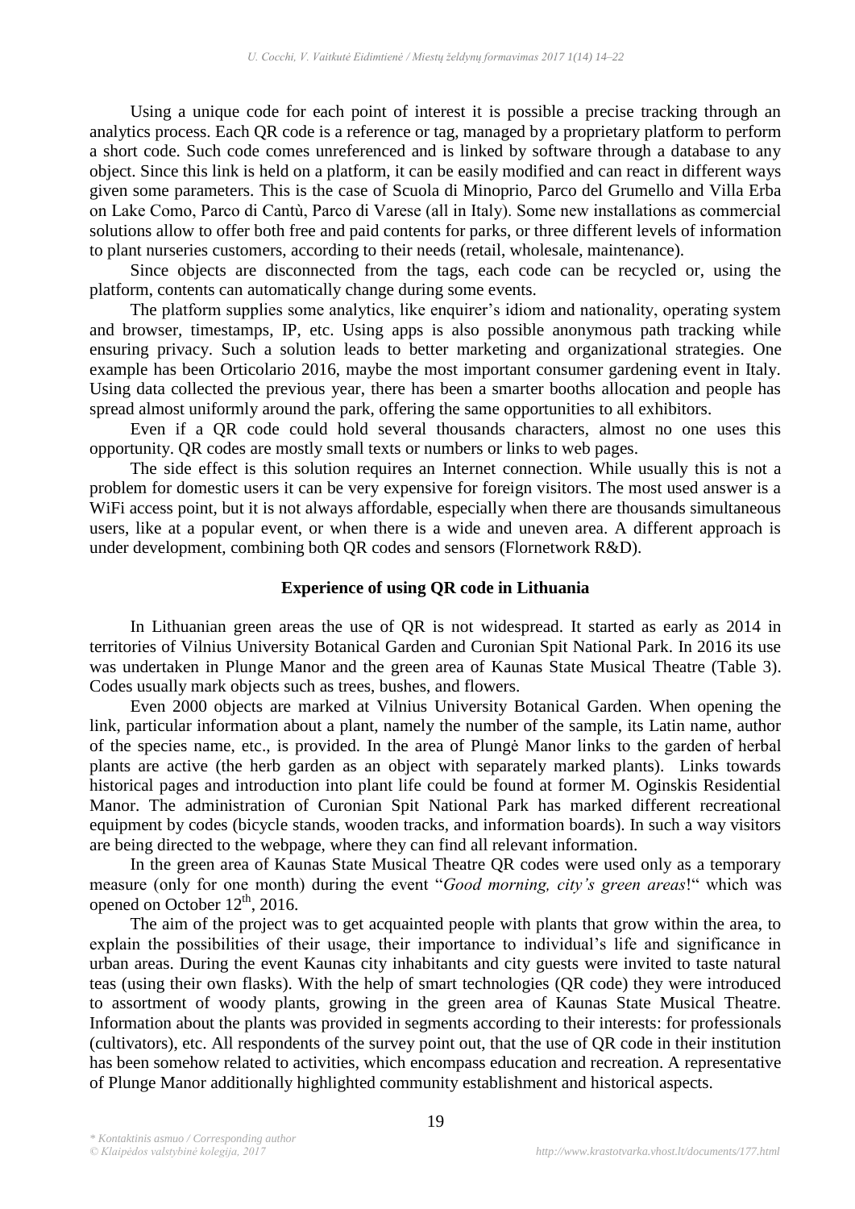Using a unique code for each point of interest it is possible a precise tracking through an analytics process. Each QR code is a reference or tag, managed by a proprietary platform to perform a short code. Such code comes unreferenced and is linked by software through a database to any object. Since this link is held on a platform, it can be easily modified and can react in different ways given some parameters. This is the case of Scuola di Minoprio, Parco del Grumello and Villa Erba on Lake Como, Parco di Cantù, Parco di Varese (all in Italy). Some new installations as commercial solutions allow to offer both free and paid contents for parks, or three different levels of information to plant nurseries customers, according to their needs (retail, wholesale, maintenance).

Since objects are disconnected from the tags, each code can be recycled or, using the platform, contents can automatically change during some events.

The platform supplies some analytics, like enquirer's idiom and nationality, operating system and browser, timestamps, IP, etc. Using apps is also possible anonymous path tracking while ensuring privacy. Such a solution leads to better marketing and organizational strategies. One example has been Orticolario 2016, maybe the most important consumer gardening event in Italy. Using data collected the previous year, there has been a smarter booths allocation and people has spread almost uniformly around the park, offering the same opportunities to all exhibitors.

Even if a QR code could hold several thousands characters, almost no one uses this opportunity. QR codes are mostly small texts or numbers or links to web pages.

The side effect is this solution requires an Internet connection. While usually this is not a problem for domestic users it can be very expensive for foreign visitors. The most used answer is a WiFi access point, but it is not always affordable, especially when there are thousands simultaneous users, like at a popular event, or when there is a wide and uneven area. A different approach is under development, combining both QR codes and sensors (Flornetwork R&D).

## Experience of using QR code in Lithuania

In Lithuanian green areas the use of QR is not widespread. It started as early as 2014 in territories of Vilnius University Botanical Garden and Curonian Spit National Park. In 2016 its use was undertaken in Plunge Manor and the green area of Kaunas State Musical Theatre (Table 3). Codes usually mark objects such as trees, bushes, and flowers.

Even 2000 objects are marked at Vilnius University Botanical Garden. When opening the link, particular information about a plant, namely the number of the sample, its Latin name, author of the species name, etc., is provided. In the area of Plungė Manor links to the garden of herbal plants are active (the herb garden as an object with separately marked plants). Links towards historical pages and introduction into plant life could be found at former M. Oginskis Residential Manor. The administration of Curonian Spit National Park has marked different recreational equipment by codes (bicycle stands, wooden tracks, and information boards). In such a way visitors are being directed to the webpage, where they can find all relevant information.

In the green area of Kaunas State Musical Theatre QR codes were used only as a temporary measure (only for one month) during the event "*Good morning, city's green areas*!" which was opened on October 12th, 2016.

The aim of the project was to get acquainted people with plants that grow within the area, to explain the possibilities of their usage, their importance to individual's life and significance in urban areas. During the event Kaunas city inhabitants and city guests were invited to taste natural teas (using their own flasks). With the help of smart technologies (QR code) they were introduced to assortment of woody plants, growing in the green area of Kaunas State Musical Theatre. Information about the plants was provided in segments according to their interests: for professionals (cultivators), etc. All respondents of the survey point out, that the use of QR code in their institution has been somehow related to activities, which encompass education and recreation. A representative of Plunge Manor additionally highlighted community establishment and historical aspects.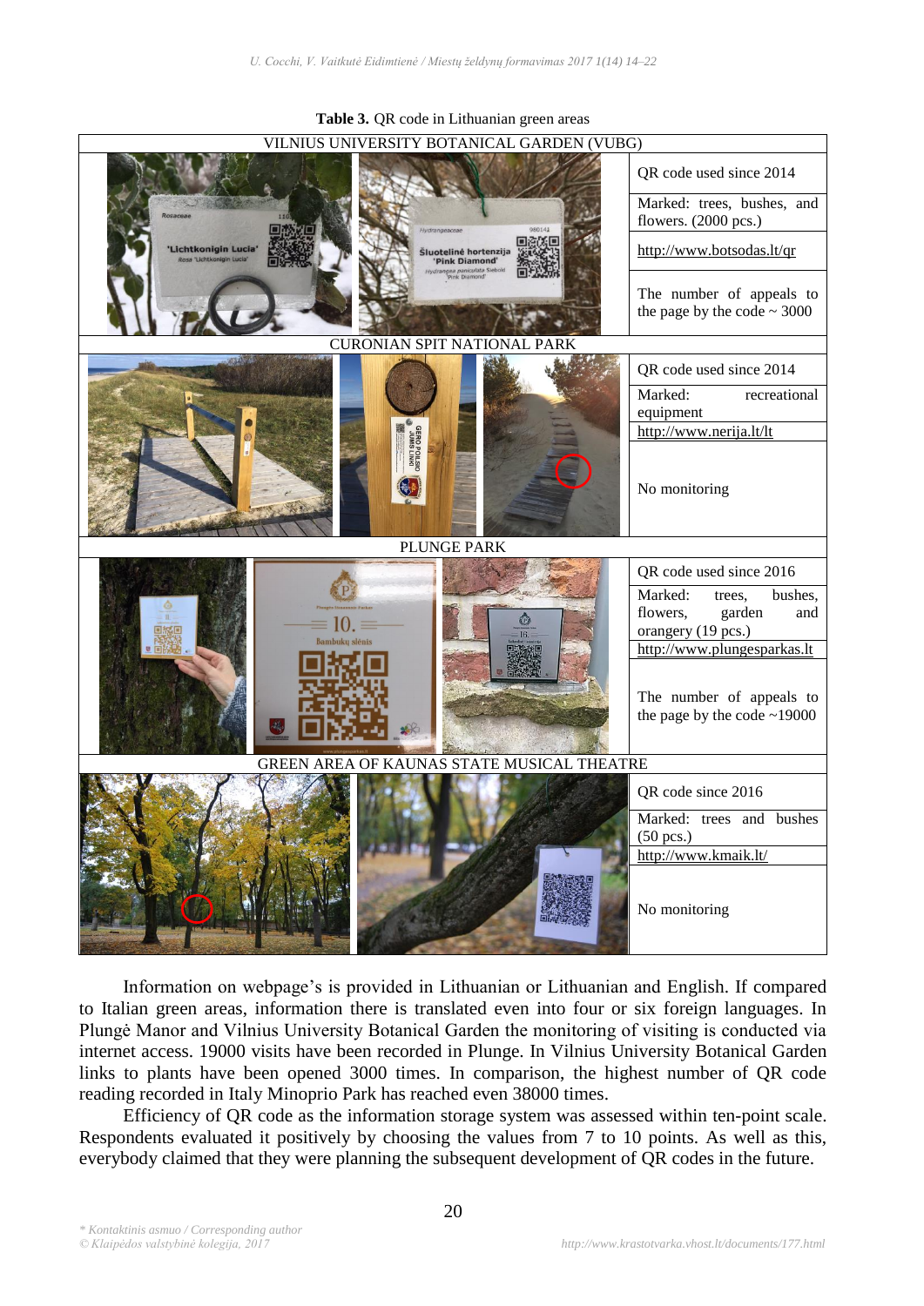**Table 3.** QR code in Lithuanian green areas

| Location | Details |
|---|---|
| **VILNIUS UNIVERSITY BOTANICAL GARDEN (VUBG)** | |
| | QR code used since 2014 |
| | Marked: trees, bushes, and flowers. (2000 pcs.) |
| | http://www.botsodas.lt/qr |
| | The number of appeals to the page by the code ~ 3000 |
| **CURONIAN SPIT NATIONAL PARK** | |
| | QR code used since 2014 |
| | Marked: recreational equipment |
| | http://www.nerija.lt/lt |
| | No monitoring |
| **PLUNGE PARK** | |
| | QR code used since 2016 |
| | Marked: trees, bushes, flowers, garden and orangery (19 pcs.) |
| | http://www.plungesparkas.lt |
| | The number of appeals to the page by the code ~19000 |
| **GREEN AREA OF KAUNAS STATE MUSICAL THEATRE** | |
| | QR code since 2016 |
| | Marked: trees and bushes (50 pcs.) |
| | http://www.kmaik.lt/ |
| | No monitoring |

Information on webpage's is provided in Lithuanian or Lithuanian and English. If compared to Italian green areas, information there is translated even into four or six foreign languages. In Plungė Manor and Vilnius University Botanical Garden the monitoring of visiting is conducted via internet access. 19000 visits have been recorded in Plunge. In Vilnius University Botanical Garden links to plants have been opened 3000 times. In comparison, the highest number of QR code reading recorded in Italy Minoprio Park has reached even 38000 times.

Efficiency of QR code as the information storage system was assessed within ten-point scale. Respondents evaluated it positively by choosing the values from 7 to 10 points. As well as this, everybody claimed that they were planning the subsequent development of QR codes in the future.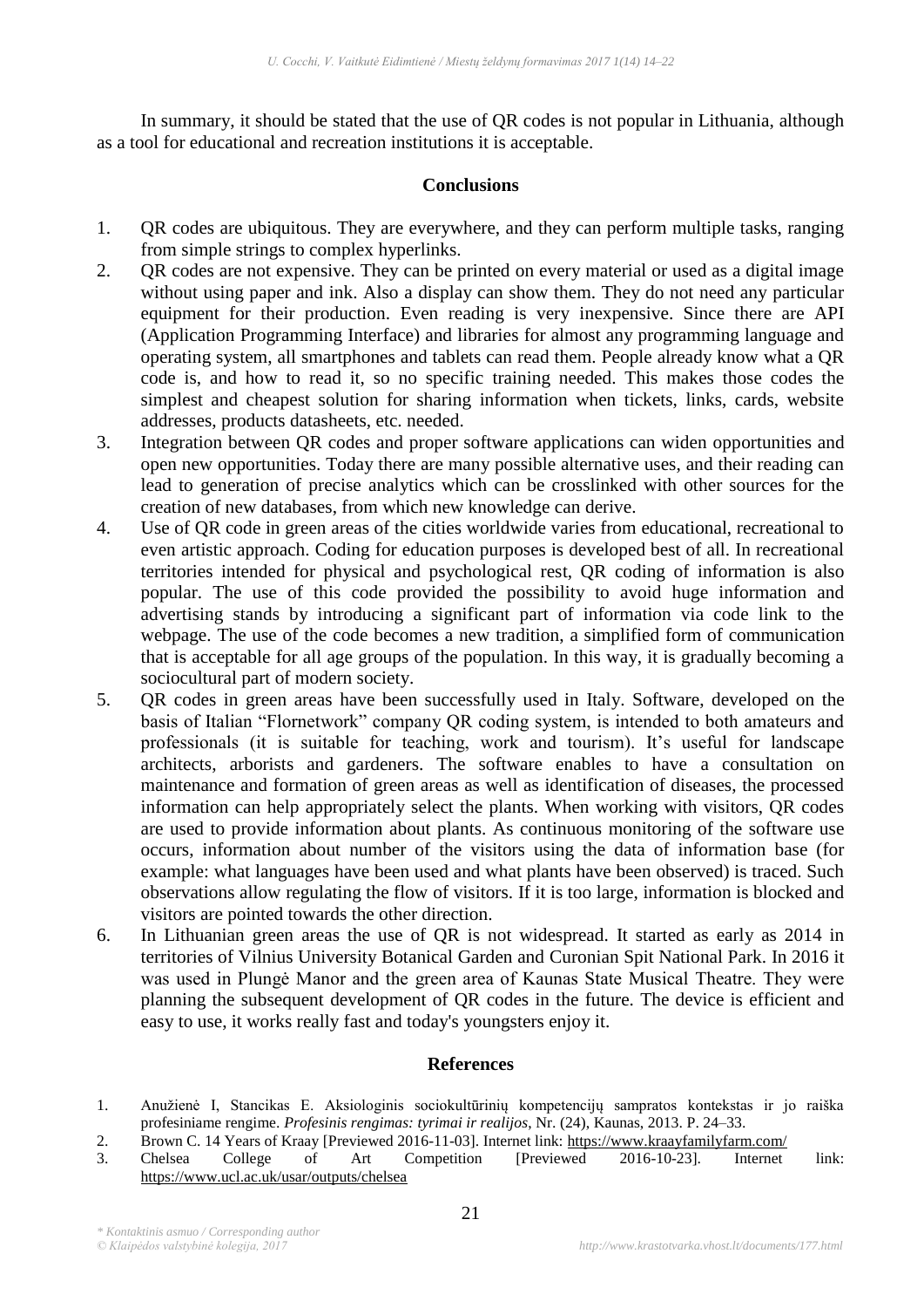In summary, it should be stated that the use of QR codes is not popular in Lithuania, although as a tool for educational and recreation institutions it is acceptable.

## Conclusions

1. QR codes are ubiquitous. They are everywhere, and they can perform multiple tasks, ranging from simple strings to complex hyperlinks.
2. QR codes are not expensive. They can be printed on every material or used as a digital image without using paper and ink. Also a display can show them. They do not need any particular equipment for their production. Even reading is very inexpensive. Since there are API (Application Programming Interface) and libraries for almost any programming language and operating system, all smartphones and tablets can read them. People already know what a QR code is, and how to read it, so no specific training needed. This makes those codes the simplest and cheapest solution for sharing information when tickets, links, cards, website addresses, products datasheets, etc. needed.
3. Integration between QR codes and proper software applications can widen opportunities and open new opportunities. Today there are many possible alternative uses, and their reading can lead to generation of precise analytics which can be crosslinked with other sources for the creation of new databases, from which new knowledge can derive.
4. Use of QR code in green areas of the cities worldwide varies from educational, recreational to even artistic approach. Coding for education purposes is developed best of all. In recreational territories intended for physical and psychological rest, QR coding of information is also popular. The use of this code provided the possibility to avoid huge information and advertising stands by introducing a significant part of information via code link to the webpage. The use of the code becomes a new tradition, a simplified form of communication that is acceptable for all age groups of the population. In this way, it is gradually becoming a sociocultural part of modern society.
5. QR codes in green areas have been successfully used in Italy. Software, developed on the basis of Italian "Flornetwork" company QR coding system, is intended to both amateurs and professionals (it is suitable for teaching, work and tourism). It's useful for landscape architects, arborists and gardeners. The software enables to have a consultation on maintenance and formation of green areas as well as identification of diseases, the processed information can help appropriately select the plants. When working with visitors, QR codes are used to provide information about plants. As continuous monitoring of the software use occurs, information about number of the visitors using the data of information base (for example: what languages have been used and what plants have been observed) is traced. Such observations allow regulating the flow of visitors. If it is too large, information is blocked and visitors are pointed towards the other direction.
6. In Lithuanian green areas the use of QR is not widespread. It started as early as 2014 in territories of Vilnius University Botanical Garden and Curonian Spit National Park. In 2016 it was used in Plungė Manor and the green area of Kaunas State Musical Theatre. They were planning the subsequent development of QR codes in the future. The device is efficient and easy to use, it works really fast and today's youngsters enjoy it.

## References

1. Anužienė I, Stancikas E. Aksiologinis sociokultūrinių kompetencijų sampratos kontekstas ir jo raiška profesiniame rengime. *Profesinis rengimas: tyrimai ir realijos*, Nr. (24), Kaunas, 2013. P. 24–33.
2. Brown C. 14 Years of Kraay [Previewed 2016-11-03]. Internet link: https://www.kraayfamilyfarm.com/
3. Chelsea College of Art Competition [Previewed 2016-10-23]. Internet link: https://www.ucl.ac.uk/usar/outputs/chelsea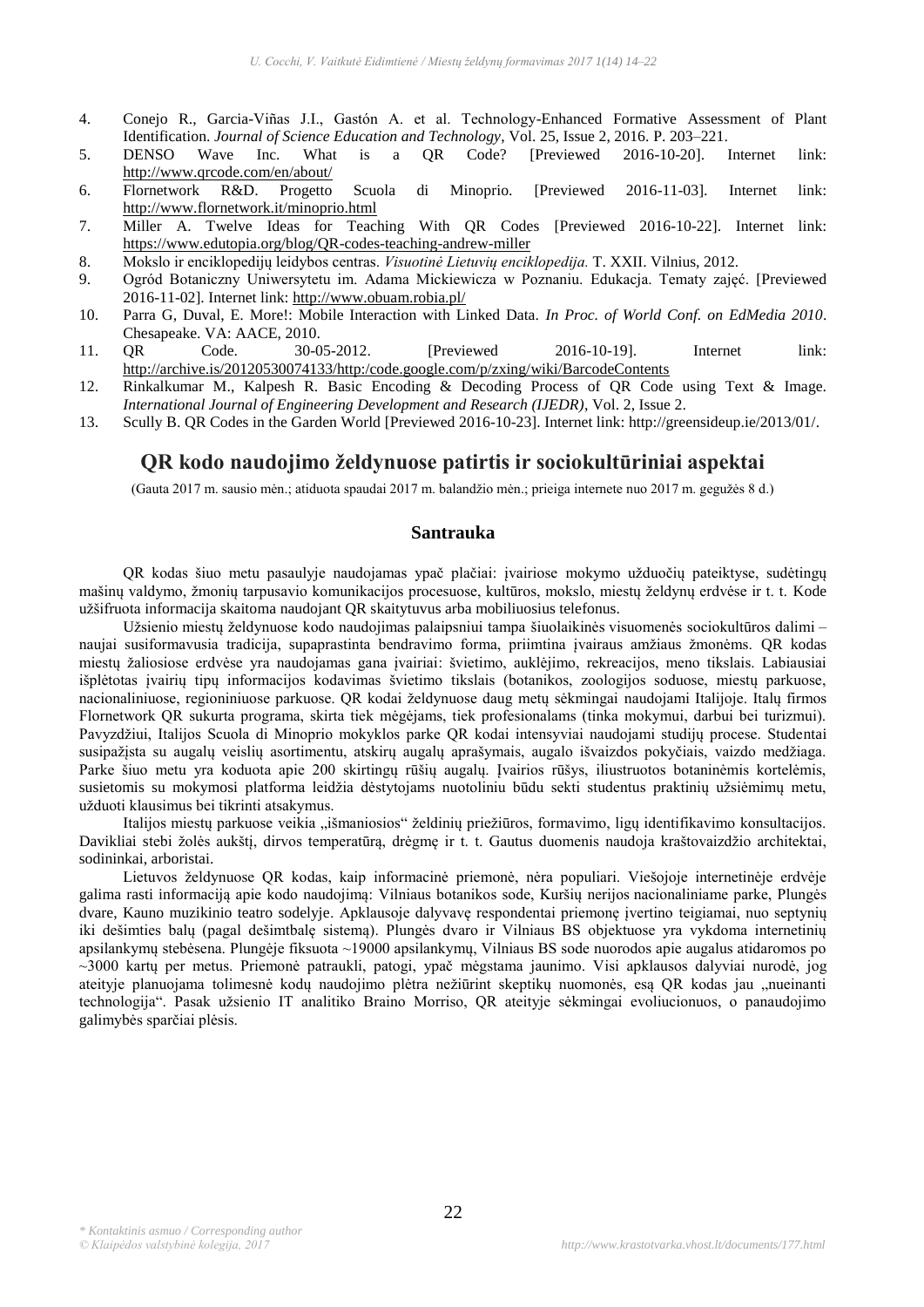4. Conejo R., Garcia-Viñas J.I., Gastón A. et al. Technology-Enhanced Formative Assessment of Plant Identification. *Journal of Science Education and Technology*, Vol. 25, Issue 2, 2016. P. 203–221.
5. DENSO Wave Inc. What is a QR Code? [Previewed 2016-10-20]. Internet link: http://www.qrcode.com/en/about/
6. Flornetwork R&D. Progetto Scuola di Minoprio. [Previewed 2016-11-03]. Internet link: http://www.flornetwork.it/minoprio.html
7. Miller A. Twelve Ideas for Teaching With QR Codes [Previewed 2016-10-22]. Internet link: https://www.edutopia.org/blog/QR-codes-teaching-andrew-miller
8. Mokslo ir enciklopedijų leidybos centras. *Visuotinė Lietuvių enciklopedija.* T. XXII. Vilnius, 2012.
9. Ogród Botaniczny Uniwersytetu im. Adama Mickiewicza w Poznaniu. Edukacja. Tematy zajęć. [Previewed 2016-11-02]. Internet link: http://www.obuam.robia.pl/
10. Parra G, Duval, E. More!: Mobile Interaction with Linked Data. *In Proc. of World Conf. on EdMedia 2010*. Chesapeake. VA: AACE, 2010.
11. QR Code. 30-05-2012. [Previewed 2016-10-19]. Internet link: http://archive.is/20120530074133/http:/code.google.com/p/zxing/wiki/BarcodeContents
12. Rinkalkumar M., Kalpesh R. Basic Encoding & Decoding Process of QR Code using Text & Image. *International Journal of Engineering Development and Research (IJEDR)*, Vol. 2, Issue 2.
13. Scully B. QR Codes in the Garden World [Previewed 2016-10-23]. Internet link: http://greensideup.ie/2013/01/.

# QR kodo naudojimo želdynuose patirtis ir sociokultūriniai aspektai

(Gauta 2017 m. sausio mėn.; atiduota spaudai 2017 m. balandžio mėn.; prieiga internete nuo 2017 m. gegužės 8 d.)

## Santrauka

QR kodas šiuo metu pasaulyje naudojamas ypač plačiai: įvairiose mokymo užduočių pateiktyse, sudėtingų mašinų valdymo, žmonių tarpusavio komunikacijos procesuose, kultūros, mokslo, miestų želdynų erdvėse ir t. t. Kode užšifruota informacija skaitoma naudojant QR skaitytuvus arba mobiliuosius telefonus.

Užsienio miestų želdynuose kodo naudojimas palaipsniui tampa šiuolaikinės visuomenės sociokultūros dalimi – naujai susiformavusia tradicija, supaprastinta bendravimo forma, priimtina įvairaus amžiaus žmonėms. QR kodas miestų žaliosiose erdvėse yra naudojamas gana įvairiai: švietimo, auklėjimo, rekreacijos, meno tikslais. Labiausiai išplėtotas įvairių tipų informacijos kodavimas švietimo tikslais (botanikos, zoologijos soduose, miestų parkuose, nacionaliniuose, regioniniuose parkuose. QR kodai želdynuose daug metų sėkmingai naudojami Italijoje. Italų firmos Flornetwork QR sukurta programa, skirta tiek mėgėjams, tiek profesionalams (tinka mokymui, darbui bei turizmui). Pavyzdžiui, Italijos Scuola di Minoprio mokyklos parke QR kodai intensyviai naudojami studijų procese. Studentai susipažįsta su augalų veislių asortimentu, atskirų augalų aprašymais, augalo išvaizdos pokyčiais, vaizdo medžiaga. Parke šiuo metu yra koduota apie 200 skirtingų rūšių augalų. Įvairios rūšys, iliustruotos botaninėmis kortelėmis, susietomis su mokymosi platforma leidžia dėstytojams nuotoliniu būdu sekti studentus praktinių užsiėmimų metu, užduoti klausimus bei tikrinti atsakymus.

Italijos miestų parkuose veikia „išmaniosios" želdinių priežiūros, formavimo, ligų identifikavimo konsultacijos. Davikliai stebi žolės aukštį, dirvos temperatūrą, drėgmę ir t. t. Gautus duomenis naudoja kraštovaizdžio architektai, sodininkai, arboristai.

Lietuvos želdynuose QR kodas, kaip informacinė priemonė, nėra populiari. Viešojoje internetinėje erdvėje galima rasti informaciją apie kodo naudojimą: Vilniaus botanikos sode, Kuršių nerijos nacionaliniame parke, Plungės dvare, Kauno muzikinio teatro sodelyje. Apklausoje dalyvavę respondentai priemonę įvertino teigiamai, nuo septynių iki dešimties balų (pagal dešimtbalę sistemą). Plungės dvaro ir Vilniaus BS objektuose yra vykdoma internetinių apsilankymų stebėsena. Plungėje fiksuota ~19000 apsilankymų, Vilniaus BS sode nuorodos apie augalus atidaromos po ~3000 kartų per metus. Priemonė patraukli, patogi, ypač mėgstama jaunimo. Visi apklausos dalyviai nurodė, jog ateityje planuojama tolimesnė kodų naudojimo plėtra nežiūrint skeptikų nuomonės, esą QR kodas jau „nueinanti technologija". Pasak užsienio IT analitiko Braino Morriso, QR ateityje sėkmingai evoliucionuos, o panaudojimo galimybės sparčiai plėsis.